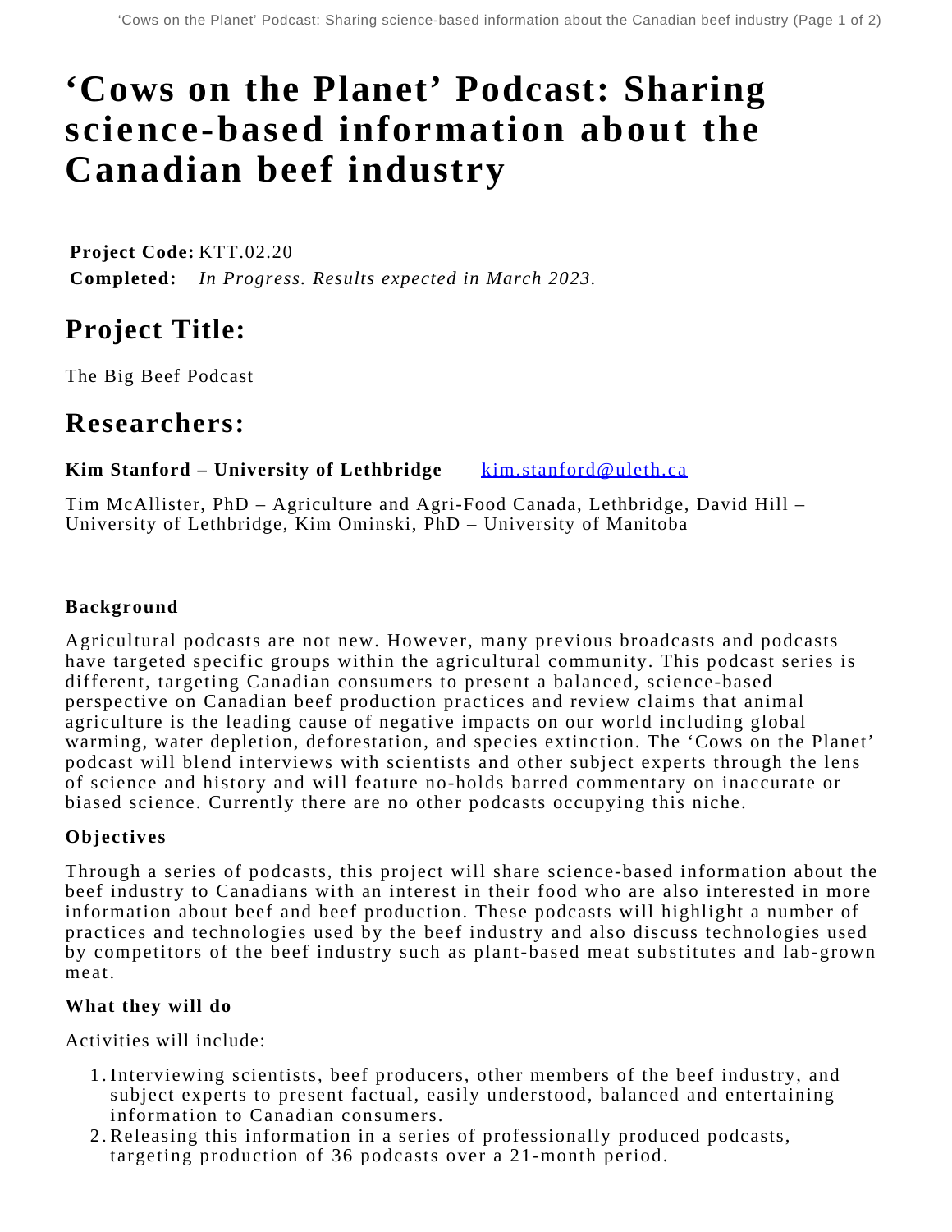# ‘Cows on the Planet’ Podcast: Sharing science-based information about the Canadian beef industry

**Project Code:** KTT.02.20
**Completed:** *In Progress. Results expected in March 2023.*

## Project Title:

The Big Beef Podcast

## Researchers:

**Kim Stanford – University of Lethbridge** [kim.stanford@uleth.ca](mailto:kim.stanford@uleth.ca)

Tim McAllister, PhD – Agriculture and Agri-Food Canada, Lethbridge, David Hill – University of Lethbridge, Kim Ominski, PhD – University of Manitoba

#### Background

Agricultural podcasts are not new. However, many previous broadcasts and podcasts have targeted specific groups within the agricultural community. This podcast series is different, targeting Canadian consumers to present a balanced, science-based perspective on Canadian beef production practices and review claims that animal agriculture is the leading cause of negative impacts on our world including global warming, water depletion, deforestation, and species extinction. The ‘Cows on the Planet’ podcast will blend interviews with scientists and other subject experts through the lens of science and history and will feature no-holds barred commentary on inaccurate or biased science. Currently there are no other podcasts occupying this niche.

#### Objectives

Through a series of podcasts, this project will share science-based information about the beef industry to Canadians with an interest in their food who are also interested in more information about beef and beef production. These podcasts will highlight a number of practices and technologies used by the beef industry and also discuss technologies used by competitors of the beef industry such as plant-based meat substitutes and lab-grown meat.

#### What they will do

Activities will include:

1. Interviewing scientists, beef producers, other members of the beef industry, and subject experts to present factual, easily understood, balanced and entertaining information to Canadian consumers.
2. Releasing this information in a series of professionally produced podcasts, targeting production of 36 podcasts over a 21-month period.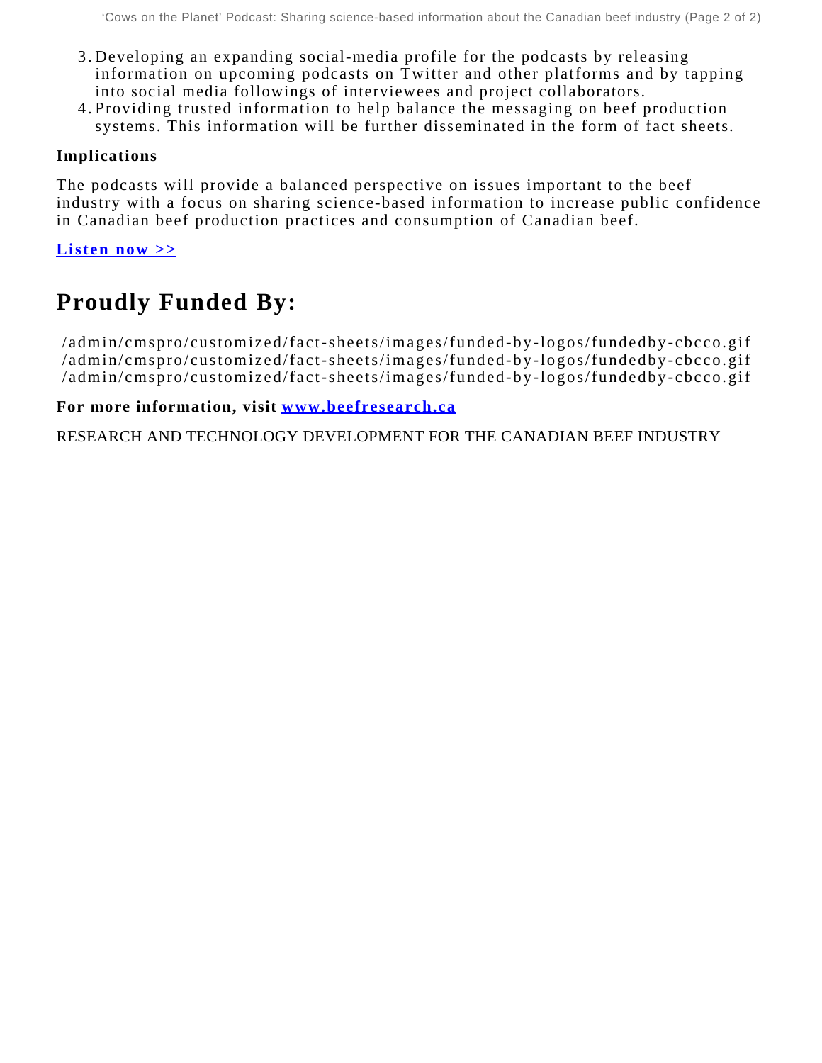3. Developing an expanding social-media profile for the podcasts by releasing information on upcoming podcasts on Twitter and other platforms and by tapping into social media followings of interviewees and project collaborators.
4. Providing trusted information to help balance the messaging on beef production systems. This information will be further disseminated in the form of fact sheets.

**Implications**

The podcasts will provide a balanced perspective on issues important to the beef industry with a focus on sharing science-based information to increase public confidence in Canadian beef production practices and consumption of Canadian beef.

**Listen now >>**

# Proudly Funded By:

/admin/cmspro/customized/fact-sheets/images/funded-by-logos/fundedby-cbcco.gif
/admin/cmspro/customized/fact-sheets/images/funded-by-logos/fundedby-cbcco.gif
/admin/cmspro/customized/fact-sheets/images/funded-by-logos/fundedby-cbcco.gif

**For more information, visit www.beefresearch.ca**

RESEARCH AND TECHNOLOGY DEVELOPMENT FOR THE CANADIAN BEEF INDUSTRY